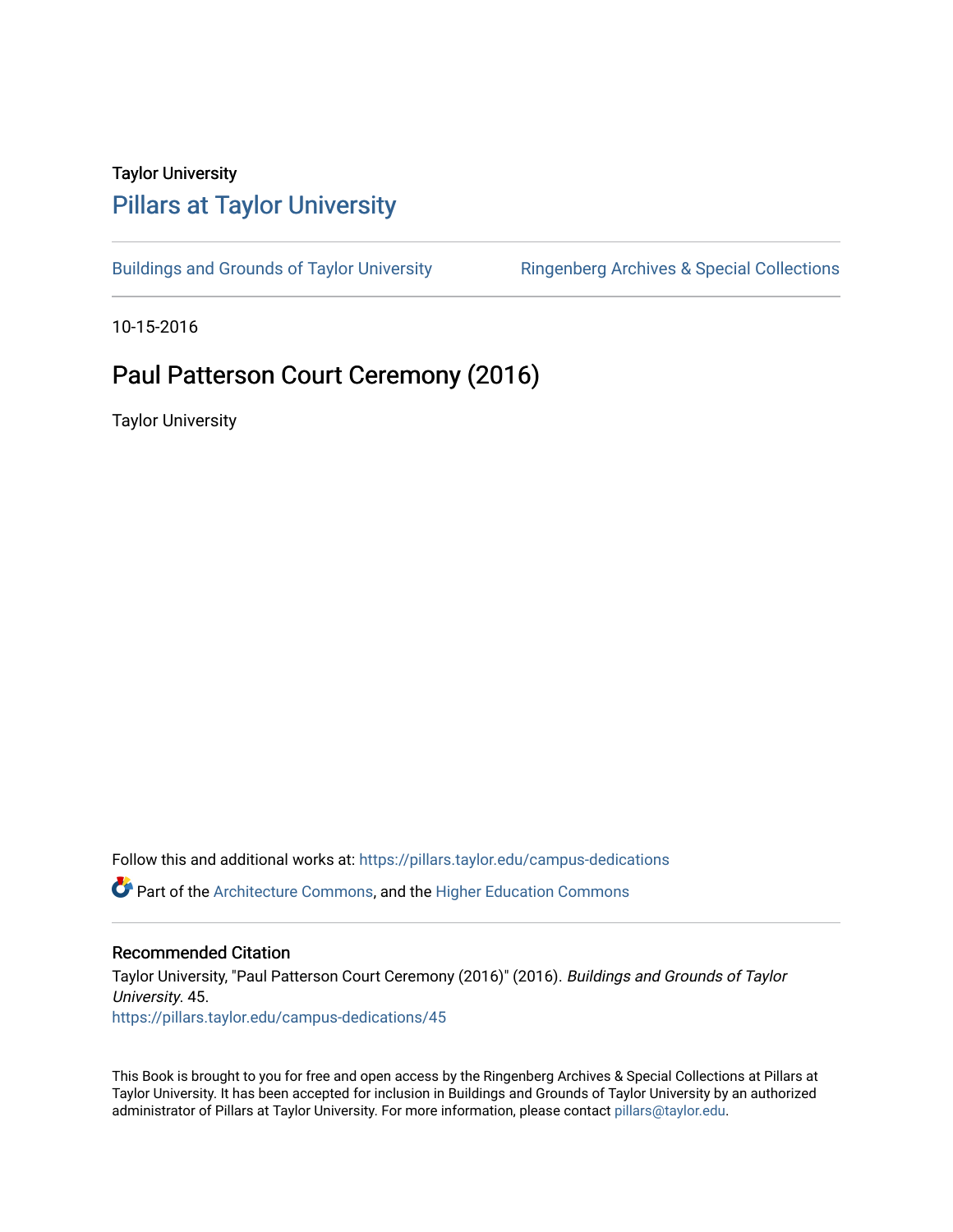Taylor University

## Pillars at Taylor University

Buildings and Grounds of Taylor University | Ringenberg Archives & Special Collections

10-15-2016

# Paul Patterson Court Ceremony (2016)

Taylor University

Follow this and additional works at: https://pillars.taylor.edu/campus-dedications

Part of the Architecture Commons, and the Higher Education Commons

### Recommended Citation

Taylor University, "Paul Patterson Court Ceremony (2016)" (2016). *Buildings and Grounds of Taylor University*. 45.
https://pillars.taylor.edu/campus-dedications/45

This Book is brought to you for free and open access by the Ringenberg Archives & Special Collections at Pillars at Taylor University. It has been accepted for inclusion in Buildings and Grounds of Taylor University by an authorized administrator of Pillars at Taylor University. For more information, please contact pillars@taylor.edu.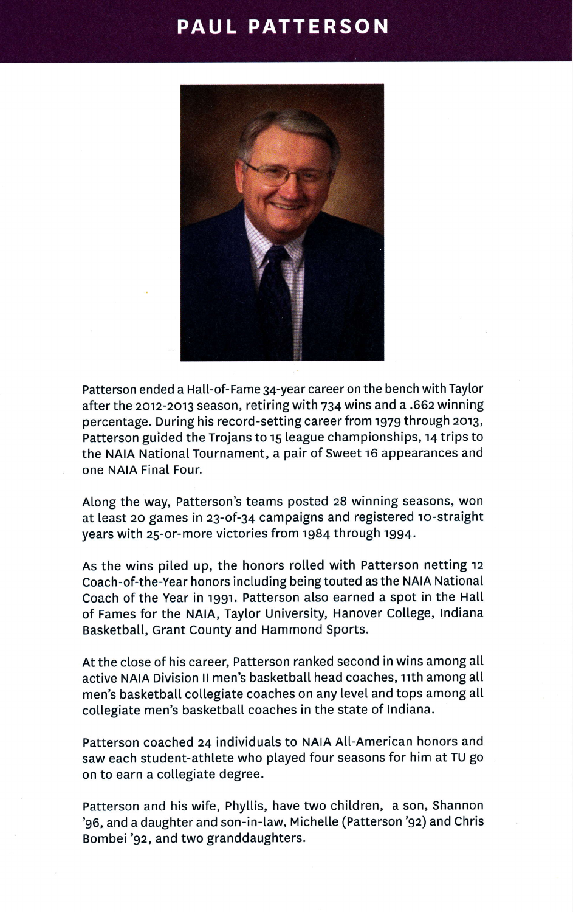# PAUL PATTERSON

Patterson ended a Hall-of-Fame 34-year career on the bench with Taylor after the 2012-2013 season, retiring with 734 wins and a .662 winning percentage. During his record-setting career from 1979 through 2013, Patterson guided the Trojans to 15 league championships, 14 trips to the NAIA National Tournament, a pair of Sweet 16 appearances and one NAIA Final Four.

Along the way, Patterson's teams posted 28 winning seasons, won at least 20 games in 23-of-34 campaigns and registered 10-straight years with 25-or-more victories from 1984 through 1994.

As the wins piled up, the honors rolled with Patterson netting 12 Coach-of-the-Year honors including being touted as the NAIA National Coach of the Year in 1991. Patterson also earned a spot in the Hall of Fames for the NAIA, Taylor University, Hanover College, Indiana Basketball, Grant County and Hammond Sports.

At the close of his career, Patterson ranked second in wins among all active NAIA Division II men's basketball head coaches, 11th among all men's basketball collegiate coaches on any level and tops among all collegiate men's basketball coaches in the state of Indiana.

Patterson coached 24 individuals to NAIA All-American honors and saw each student-athlete who played four seasons for him at TU go on to earn a collegiate degree.

Patterson and his wife, Phyllis, have two children, a son, Shannon '96, and a daughter and son-in-law, Michelle (Patterson '92) and Chris Bombei '92, and two granddaughters.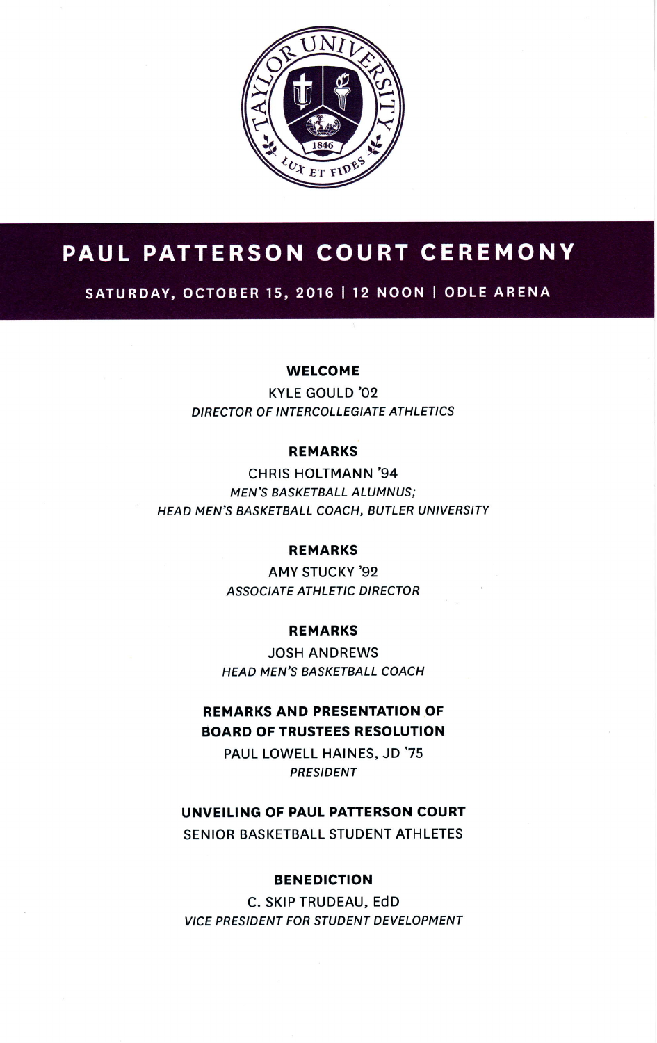# PAUL PATTERSON COURT CEREMONY

**SATURDAY, OCTOBER 15, 2016 | 12 NOON | ODLE ARENA**

**WELCOME**

KYLE GOULD '02
*DIRECTOR OF INTERCOLLEGIATE ATHLETICS*

**REMARKS**

CHRIS HOLTMANN '94
*MEN'S BASKETBALL ALUMNUS;*
*HEAD MEN'S BASKETBALL COACH, BUTLER UNIVERSITY*

**REMARKS**

AMY STUCKY '92
*ASSOCIATE ATHLETIC DIRECTOR*

**REMARKS**

JOSH ANDREWS
*HEAD MEN'S BASKETBALL COACH*

**REMARKS AND PRESENTATION OF BOARD OF TRUSTEES RESOLUTION**

PAUL LOWELL HAINES, JD '75
*PRESIDENT*

**UNVEILING OF PAUL PATTERSON COURT**

SENIOR BASKETBALL STUDENT ATHLETES

**BENEDICTION**

C. SKIP TRUDEAU, EdD
*VICE PRESIDENT FOR STUDENT DEVELOPMENT*